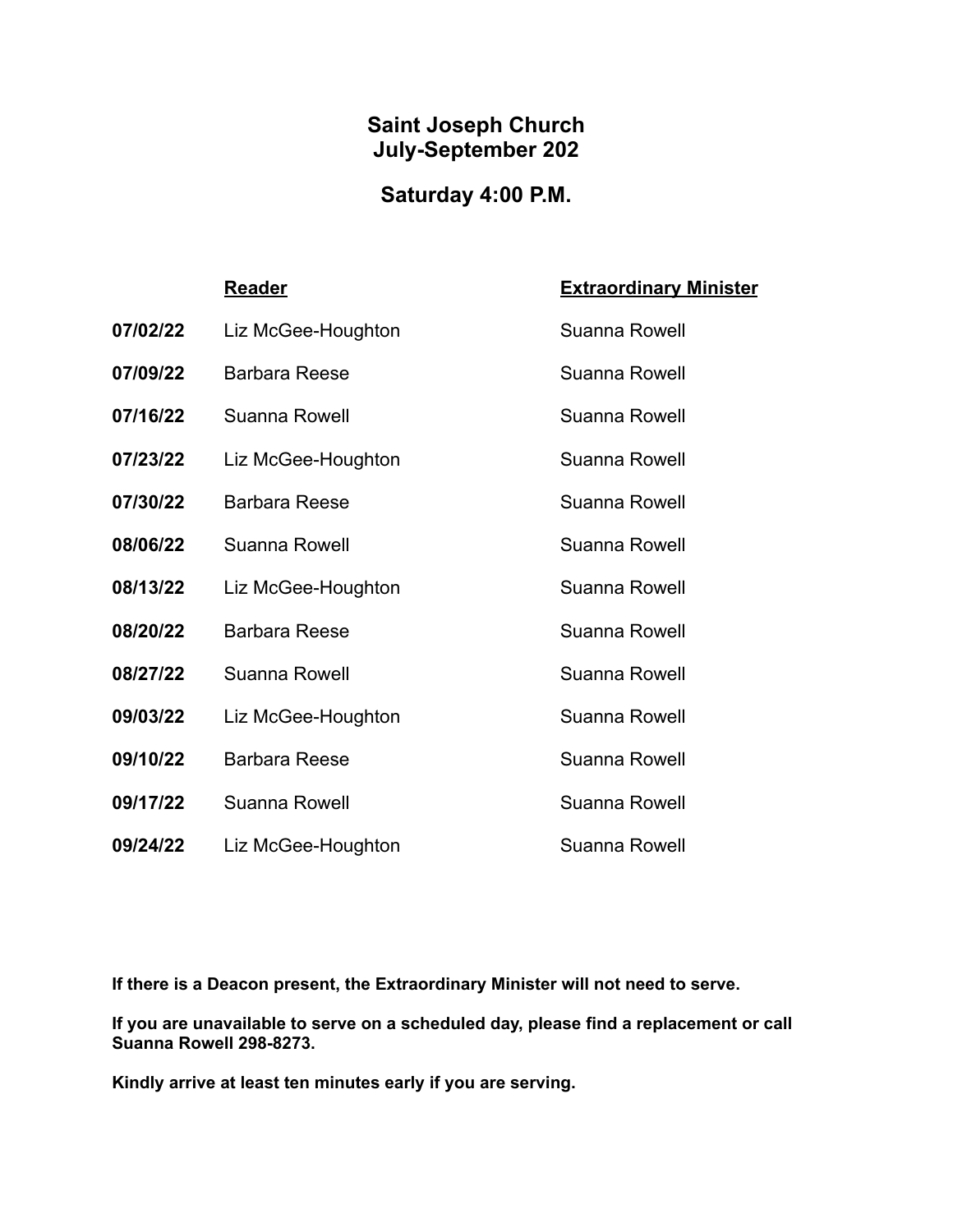# Saint Joseph Church
# July-September 202

## Saturday 4:00 P.M.

| | Reader | Extraordinary Minister |
|---|---|---|
| **07/02/22** | Liz McGee-Houghton | Suanna Rowell |
| **07/09/22** | Barbara Reese | Suanna Rowell |
| **07/16/22** | Suanna Rowell | Suanna Rowell |
| **07/23/22** | Liz McGee-Houghton | Suanna Rowell |
| **07/30/22** | Barbara Reese | Suanna Rowell |
| **08/06/22** | Suanna Rowell | Suanna Rowell |
| **08/13/22** | Liz McGee-Houghton | Suanna Rowell |
| **08/20/22** | Barbara Reese | Suanna Rowell |
| **08/27/22** | Suanna Rowell | Suanna Rowell |
| **09/03/22** | Liz McGee-Houghton | Suanna Rowell |
| **09/10/22** | Barbara Reese | Suanna Rowell |
| **09/17/22** | Suanna Rowell | Suanna Rowell |
| **09/24/22** | Liz McGee-Houghton | Suanna Rowell |

**If there is a Deacon present, the Extraordinary Minister will not need to serve.**

**If you are unavailable to serve on a scheduled day, please find a replacement or call Suanna Rowell 298-8273.**

**Kindly arrive at least ten minutes early if you are serving.**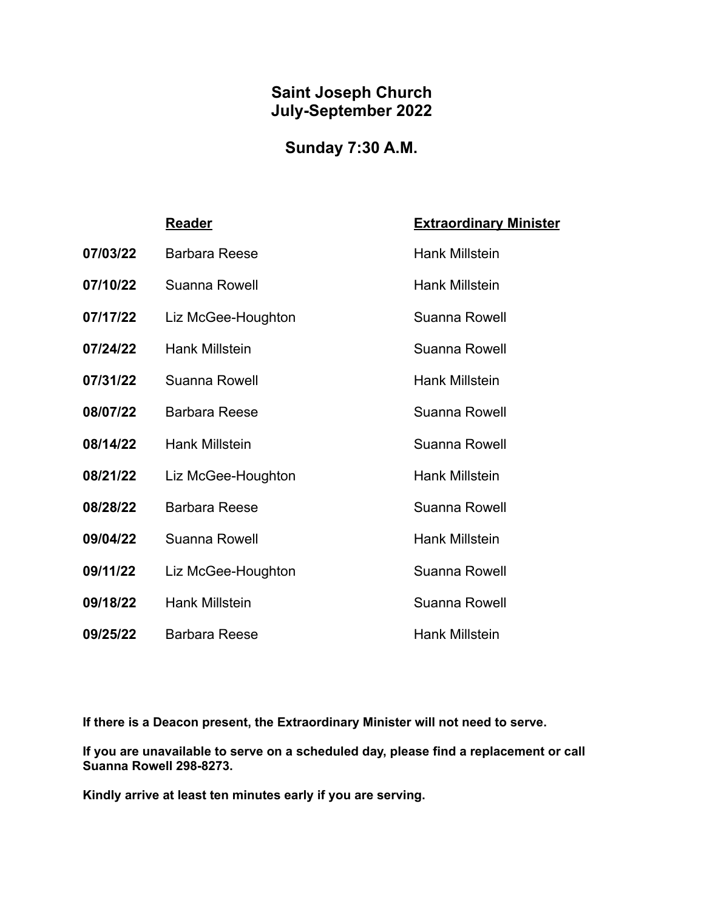# Saint Joseph Church
# July-September 2022

## Sunday 7:30 A.M.

| | Reader | Extraordinary Minister |
|---|---|---|
| **07/03/22** | Barbara Reese | Hank Millstein |
| **07/10/22** | Suanna Rowell | Hank Millstein |
| **07/17/22** | Liz McGee-Houghton | Suanna Rowell |
| **07/24/22** | Hank Millstein | Suanna Rowell |
| **07/31/22** | Suanna Rowell | Hank Millstein |
| **08/07/22** | Barbara Reese | Suanna Rowell |
| **08/14/22** | Hank Millstein | Suanna Rowell |
| **08/21/22** | Liz McGee-Houghton | Hank Millstein |
| **08/28/22** | Barbara Reese | Suanna Rowell |
| **09/04/22** | Suanna Rowell | Hank Millstein |
| **09/11/22** | Liz McGee-Houghton | Suanna Rowell |
| **09/18/22** | Hank Millstein | Suanna Rowell |
| **09/25/22** | Barbara Reese | Hank Millstein |

**If there is a Deacon present, the Extraordinary Minister will not need to serve.**

**If you are unavailable to serve on a scheduled day, please find a replacement or call Suanna Rowell 298-8273.**

**Kindly arrive at least ten minutes early if you are serving.**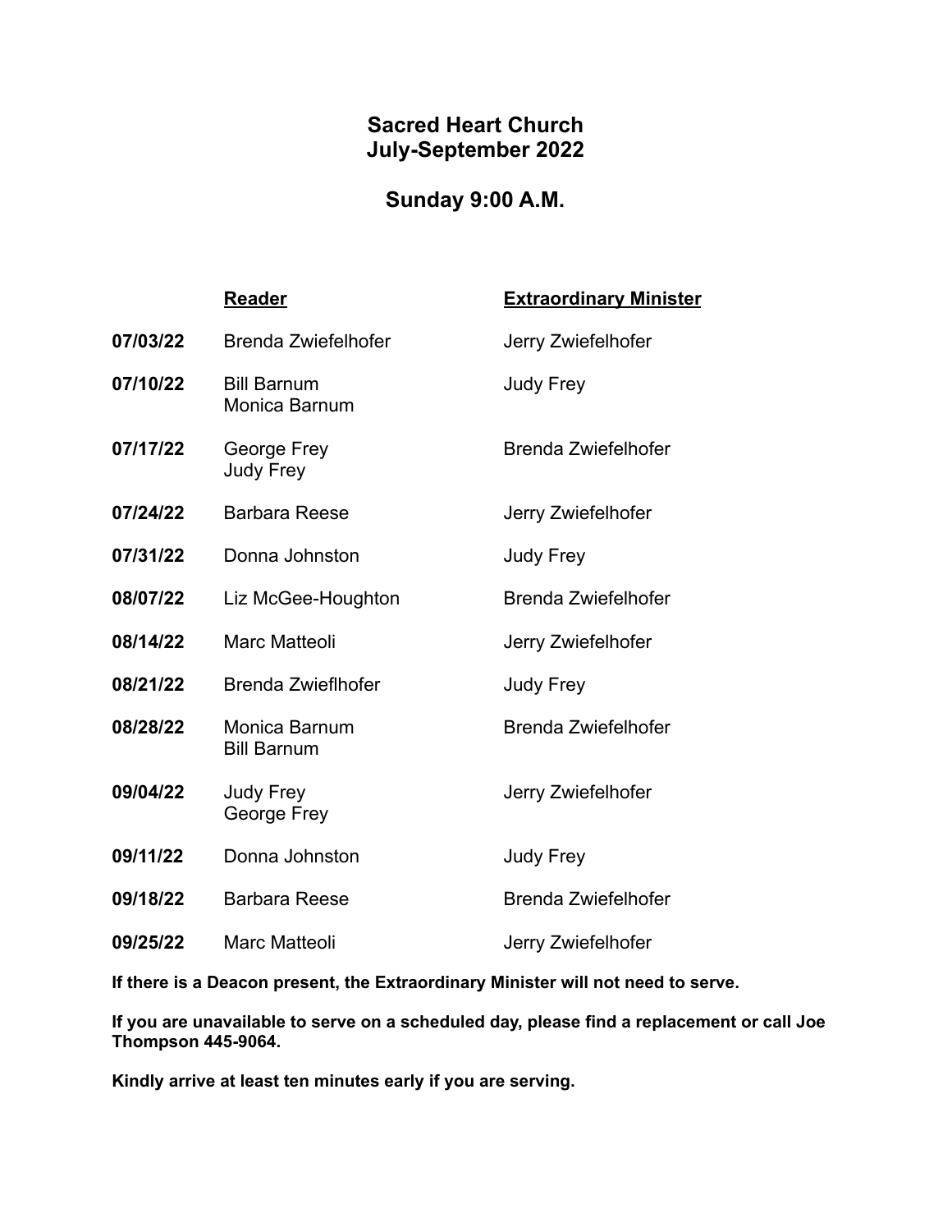# Sacred Heart Church
# July-September 2022

## Sunday 9:00 A.M.

| | Reader | Extraordinary Minister |
|---|---|---|
| **07/03/22** | Brenda Zwiefelhofer | Jerry Zwiefelhofer |
| **07/10/22** | Bill Barnum<br>Monica Barnum | Judy Frey |
| **07/17/22** | George Frey<br>Judy Frey | Brenda Zwiefelhofer |
| **07/24/22** | Barbara Reese | Jerry Zwiefelhofer |
| **07/31/22** | Donna Johnston | Judy Frey |
| **08/07/22** | Liz McGee-Houghton | Brenda Zwiefelhofer |
| **08/14/22** | Marc Matteoli | Jerry Zwiefelhofer |
| **08/21/22** | Brenda Zwieflhofer | Judy Frey |
| **08/28/22** | Monica Barnum<br>Bill Barnum | Brenda Zwiefelhofer |
| **09/04/22** | Judy Frey<br>George Frey | Jerry Zwiefelhofer |
| **09/11/22** | Donna Johnston | Judy Frey |
| **09/18/22** | Barbara Reese | Brenda Zwiefelhofer |
| **09/25/22** | Marc Matteoli | Jerry Zwiefelhofer |

**If there is a Deacon present, the Extraordinary Minister will not need to serve.**

**If you are unavailable to serve on a scheduled day, please find a replacement or call Joe Thompson 445-9064.**

**Kindly arrive at least ten minutes early if you are serving.**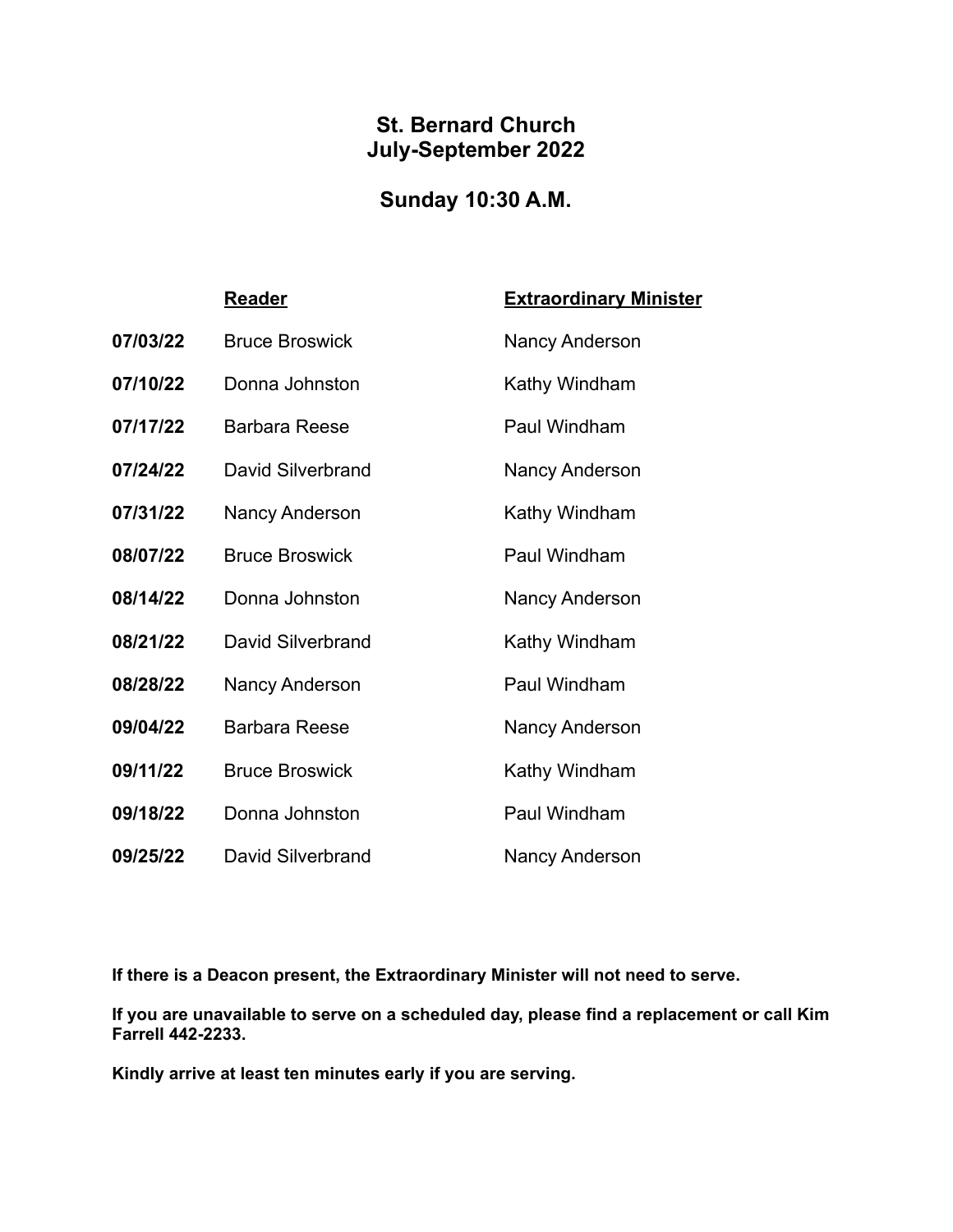# St. Bernard Church
# July-September 2022

## Sunday 10:30 A.M.

| | Reader | Extraordinary Minister |
|---|---|---|
| **07/03/22** | Bruce Broswick | Nancy Anderson |
| **07/10/22** | Donna Johnston | Kathy Windham |
| **07/17/22** | Barbara Reese | Paul Windham |
| **07/24/22** | David Silverbrand | Nancy Anderson |
| **07/31/22** | Nancy Anderson | Kathy Windham |
| **08/07/22** | Bruce Broswick | Paul Windham |
| **08/14/22** | Donna Johnston | Nancy Anderson |
| **08/21/22** | David Silverbrand | Kathy Windham |
| **08/28/22** | Nancy Anderson | Paul Windham |
| **09/04/22** | Barbara Reese | Nancy Anderson |
| **09/11/22** | Bruce Broswick | Kathy Windham |
| **09/18/22** | Donna Johnston | Paul Windham |
| **09/25/22** | David Silverbrand | Nancy Anderson |

**If there is a Deacon present, the Extraordinary Minister will not need to serve.**

**If you are unavailable to serve on a scheduled day, please find a replacement or call Kim Farrell 442-2233.**

**Kindly arrive at least ten minutes early if you are serving.**